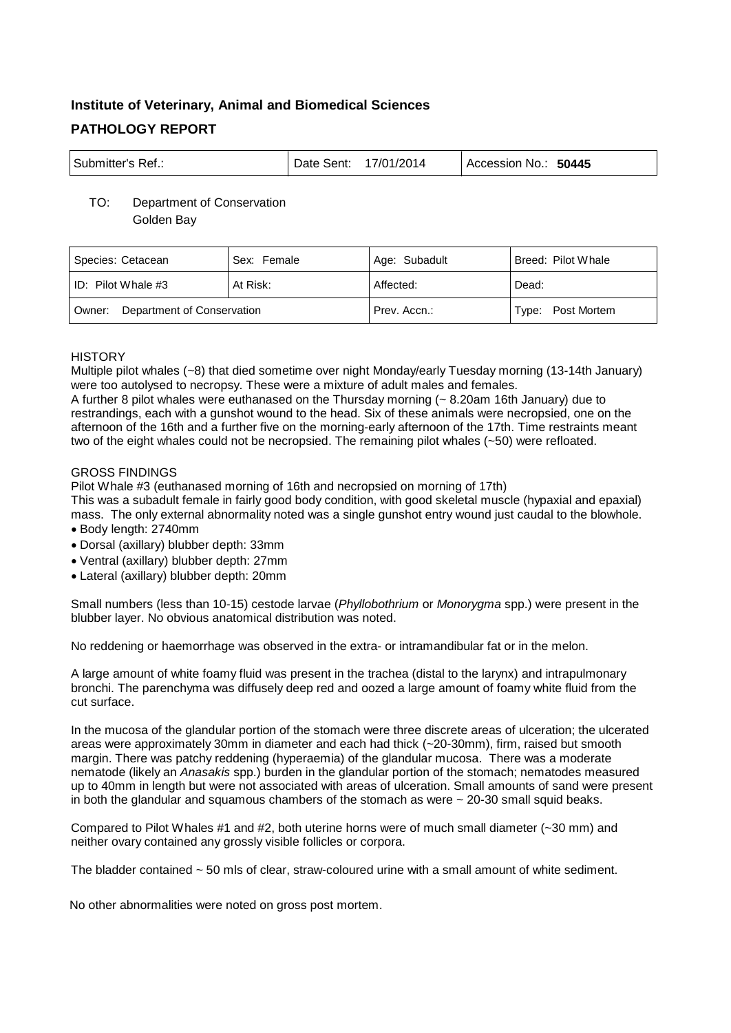**Institute of Veterinary, Animal and Biomedical Sciences**

**PATHOLOGY REPORT**

| Submitter's Ref.: | Date Sent: 17/01/2014 | Accession No.: **50445** |
|---|---|---|

TO: Department of Conservation
Golden Bay

| Species: Cetacean | Sex: Female | Age: Subadult | Breed: Pilot Whale |
|---|---|---|---|
| ID: Pilot Whale #3 | At Risk: | Affected: | Dead: |
| Owner: Department of Conservation | | Prev. Accn.: | Type: Post Mortem |

HISTORY

Multiple pilot whales (~8) that died sometime over night Monday/early Tuesday morning (13-14th January) were too autolysed to necropsy. These were a mixture of adult males and females.
A further 8 pilot whales were euthanased on the Thursday morning (~ 8.20am 16th January) due to restrandings, each with a gunshot wound to the head. Six of these animals were necropsied, one on the afternoon of the 16th and a further five on the morning-early afternoon of the 17th. Time restraints meant two of the eight whales could not be necropsied. The remaining pilot whales (~50) were refloated.

GROSS FINDINGS

Pilot Whale #3 (euthanased morning of 16th and necropsied on morning of 17th)
This was a subadult female in fairly good body condition, with good skeletal muscle (hypaxial and epaxial) mass. The only external abnormality noted was a single gunshot entry wound just caudal to the blowhole.

- Body length: 2740mm
- Dorsal (axillary) blubber depth: 33mm
- Ventral (axillary) blubber depth: 27mm
- Lateral (axillary) blubber depth: 20mm

Small numbers (less than 10-15) cestode larvae (*Phyllobothrium* or *Monorygma* spp.) were present in the blubber layer. No obvious anatomical distribution was noted.

No reddening or haemorrhage was observed in the extra- or intramandibular fat or in the melon.

A large amount of white foamy fluid was present in the trachea (distal to the larynx) and intrapulmonary bronchi. The parenchyma was diffusely deep red and oozed a large amount of foamy white fluid from the cut surface.

In the mucosa of the glandular portion of the stomach were three discrete areas of ulceration; the ulcerated areas were approximately 30mm in diameter and each had thick (~20-30mm), firm, raised but smooth margin. There was patchy reddening (hyperaemia) of the glandular mucosa. There was a moderate nematode (likely an *Anasakis* spp.) burden in the glandular portion of the stomach; nematodes measured up to 40mm in length but were not associated with areas of ulceration. Small amounts of sand were present in both the glandular and squamous chambers of the stomach as were ~ 20-30 small squid beaks.

Compared to Pilot Whales #1 and #2, both uterine horns were of much small diameter (~30 mm) and neither ovary contained any grossly visible follicles or corpora.

The bladder contained ~ 50 mls of clear, straw-coloured urine with a small amount of white sediment.

No other abnormalities were noted on gross post mortem.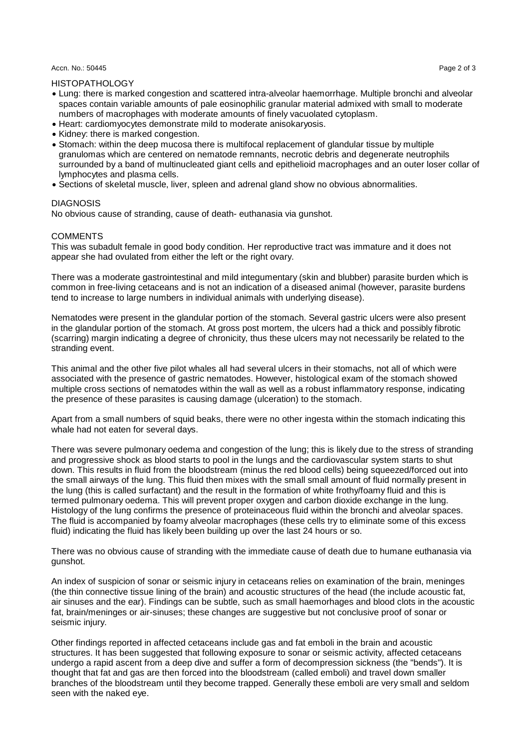HISTOPATHOLOGY

- Lung: there is marked congestion and scattered intra-alveolar haemorrhage. Multiple bronchi and alveolar spaces contain variable amounts of pale eosinophilic granular material admixed with small to moderate numbers of macrophages with moderate amounts of finely vacuolated cytoplasm.
- Heart: cardiomyocytes demonstrate mild to moderate anisokaryosis.
- Kidney: there is marked congestion.
- Stomach: within the deep mucosa there is multifocal replacement of glandular tissue by multiple granulomas which are centered on nematode remnants, necrotic debris and degenerate neutrophils surrounded by a band of multinucleated giant cells and epithelioid macrophages and an outer loser collar of lymphocytes and plasma cells.
- Sections of skeletal muscle, liver, spleen and adrenal gland show no obvious abnormalities.

DIAGNOSIS

No obvious cause of stranding, cause of death- euthanasia via gunshot.

COMMENTS

This was subadult female in good body condition. Her reproductive tract was immature and it does not appear she had ovulated from either the left or the right ovary.

There was a moderate gastrointestinal and mild integumentary (skin and blubber) parasite burden which is common in free-living cetaceans and is not an indication of a diseased animal (however, parasite burdens tend to increase to large numbers in individual animals with underlying disease).

Nematodes were present in the glandular portion of the stomach. Several gastric ulcers were also present in the glandular portion of the stomach. At gross post mortem, the ulcers had a thick and possibly fibrotic (scarring) margin indicating a degree of chronicity, thus these ulcers may not necessarily be related to the stranding event.

This animal and the other five pilot whales all had several ulcers in their stomachs, not all of which were associated with the presence of gastric nematodes. However, histological exam of the stomach showed multiple cross sections of nematodes within the wall as well as a robust inflammatory response, indicating the presence of these parasites is causing damage (ulceration) to the stomach.

Apart from a small numbers of squid beaks, there were no other ingesta within the stomach indicating this whale had not eaten for several days.

There was severe pulmonary oedema and congestion of the lung; this is likely due to the stress of stranding and progressive shock as blood starts to pool in the lungs and the cardiovascular system starts to shut down. This results in fluid from the bloodstream (minus the red blood cells) being squeezed/forced out into the small airways of the lung. This fluid then mixes with the small small amount of fluid normally present in the lung (this is called surfactant) and the result in the formation of white frothy/foamy fluid and this is termed pulmonary oedema. This will prevent proper oxygen and carbon dioxide exchange in the lung. Histology of the lung confirms the presence of proteinaceous fluid within the bronchi and alveolar spaces. The fluid is accompanied by foamy alveolar macrophages (these cells try to eliminate some of this excess fluid) indicating the fluid has likely been building up over the last 24 hours or so.

There was no obvious cause of stranding with the immediate cause of death due to humane euthanasia via gunshot.

An index of suspicion of sonar or seismic injury in cetaceans relies on examination of the brain, meninges (the thin connective tissue lining of the brain) and acoustic structures of the head (the include acoustic fat, air sinuses and the ear). Findings can be subtle, such as small haemorhages and blood clots in the acoustic fat, brain/meninges or air-sinuses; these changes are suggestive but not conclusive proof of sonar or seismic injury.

Other findings reported in affected cetaceans include gas and fat emboli in the brain and acoustic structures. It has been suggested that following exposure to sonar or seismic activity, affected cetaceans undergo a rapid ascent from a deep dive and suffer a form of decompression sickness (the "bends"). It is thought that fat and gas are then forced into the bloodstream (called emboli) and travel down smaller branches of the bloodstream until they become trapped. Generally these emboli are very small and seldom seen with the naked eye.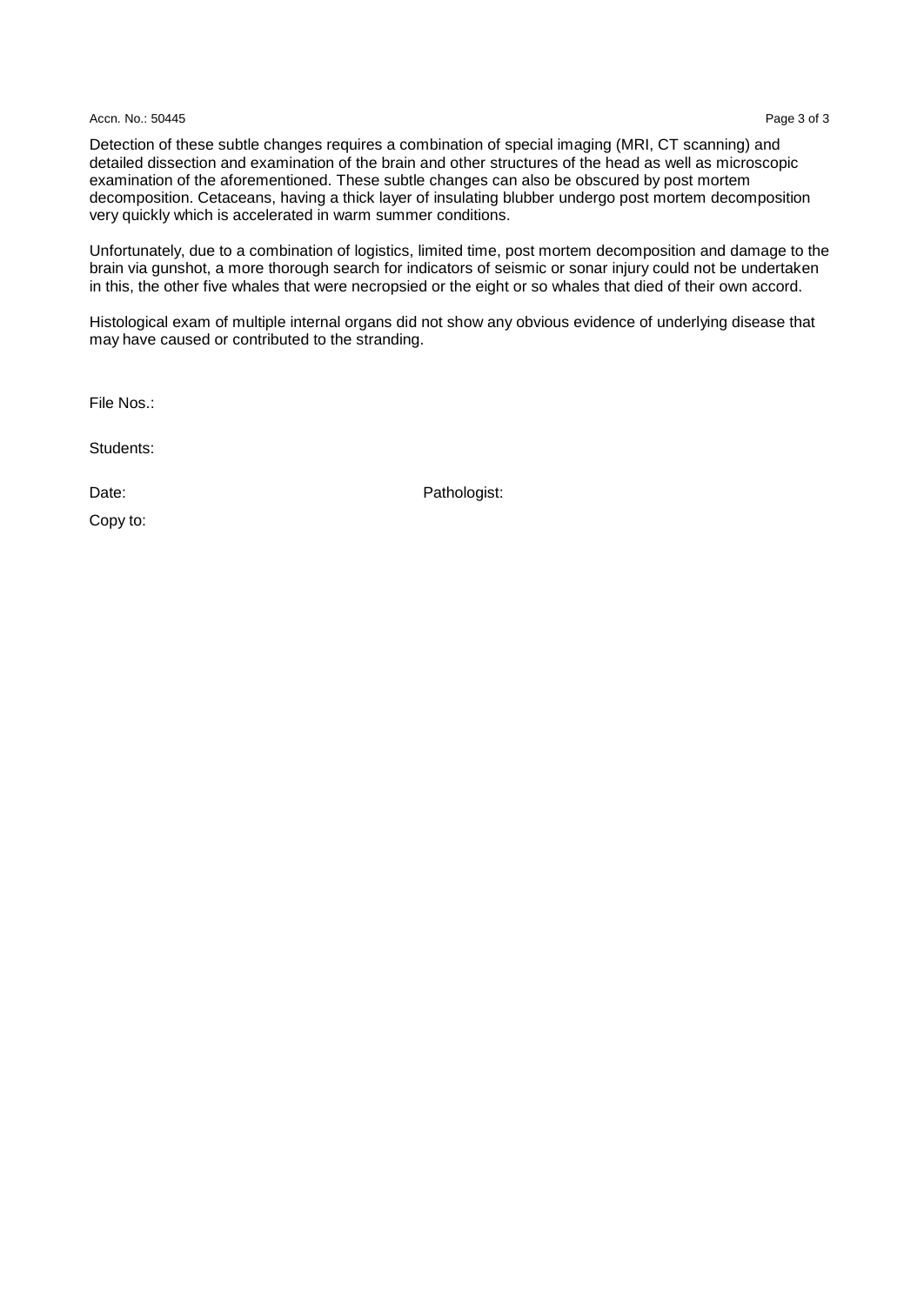Detection of these subtle changes requires a combination of special imaging (MRI, CT scanning) and detailed dissection and examination of the brain and other structures of the head as well as microscopic examination of the aforementioned. These subtle changes can also be obscured by post mortem decomposition. Cetaceans, having a thick layer of insulating blubber undergo post mortem decomposition very quickly which is accelerated in warm summer conditions.

Unfortunately, due to a combination of logistics, limited time, post mortem decomposition and damage to the brain via gunshot, a more thorough search for indicators of seismic or sonar injury could not be undertaken in this, the other five whales that were necropsied or the eight or so whales that died of their own accord.

Histological exam of multiple internal organs did not show any obvious evidence of underlying disease that may have caused or contributed to the stranding.

File Nos.:

Students:

Date: Pathologist:

Copy to: